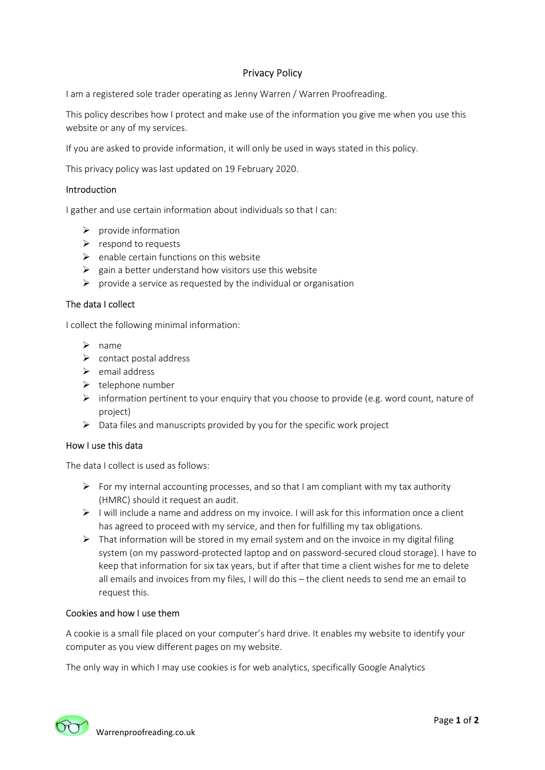# Privacy Policy

I am a registered sole trader operating as Jenny Warren / Warren Proofreading.

This policy describes how I protect and make use of the information you give me when you use this website or any of my services.

If you are asked to provide information, it will only be used in ways stated in this policy.

This privacy policy was last updated on 19 February 2020.

## Introduction

I gather and use certain information about individuals so that I can:

- provide information
- respond to requests
- enable certain functions on this website
- gain a better understand how visitors use this website
- provide a service as requested by the individual or organisation

## The data I collect

I collect the following minimal information:

- name
- contact postal address
- email address
- telephone number
- information pertinent to your enquiry that you choose to provide (e.g. word count, nature of project)
- Data files and manuscripts provided by you for the specific work project

## How I use this data

The data I collect is used as follows:

- For my internal accounting processes, and so that I am compliant with my tax authority (HMRC) should it request an audit.
- I will include a name and address on my invoice. I will ask for this information once a client has agreed to proceed with my service, and then for fulfilling my tax obligations.
- That information will be stored in my email system and on the invoice in my digital filing system (on my password-protected laptop and on password-secured cloud storage). I have to keep that information for six tax years, but if after that time a client wishes for me to delete all emails and invoices from my files, I will do this – the client needs to send me an email to request this.

## Cookies and how I use them

A cookie is a small file placed on your computer's hard drive. It enables my website to identify your computer as you view different pages on my website.

The only way in which I may use cookies is for web analytics, specifically Google Analytics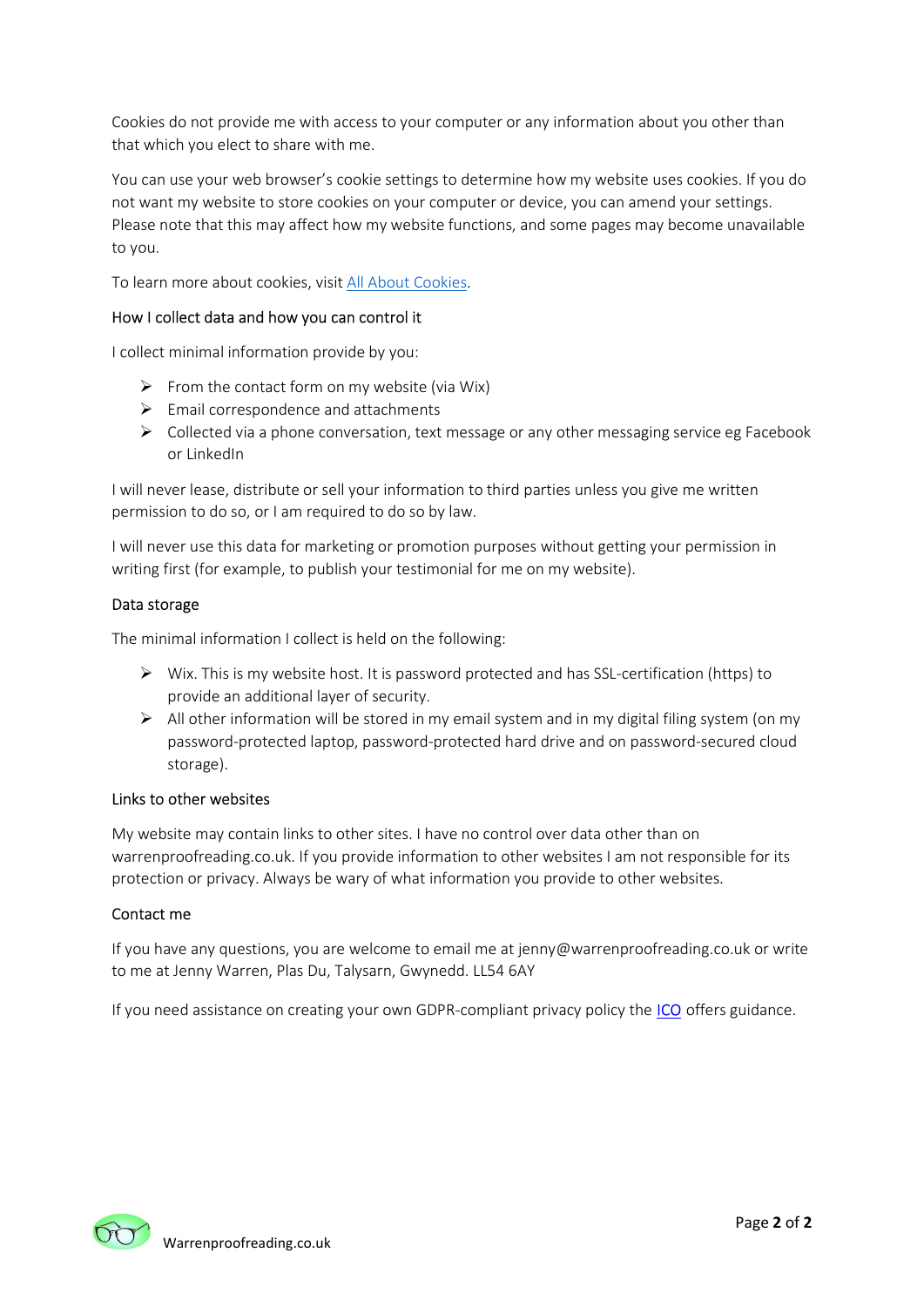Cookies do not provide me with access to your computer or any information about you other than that which you elect to share with me.

You can use your web browser's cookie settings to determine how my website uses cookies. If you do not want my website to store cookies on your computer or device, you can amend your settings. Please note that this may affect how my website functions, and some pages may become unavailable to you.

To learn more about cookies, visit All About Cookies.

## How I collect data and how you can control it

I collect minimal information provide by you:

- From the contact form on my website (via Wix)
- Email correspondence and attachments
- Collected via a phone conversation, text message or any other messaging service eg Facebook or LinkedIn

I will never lease, distribute or sell your information to third parties unless you give me written permission to do so, or I am required to do so by law.

I will never use this data for marketing or promotion purposes without getting your permission in writing first (for example, to publish your testimonial for me on my website).

## Data storage

The minimal information I collect is held on the following:

- Wix. This is my website host. It is password protected and has SSL-certification (https) to provide an additional layer of security.
- All other information will be stored in my email system and in my digital filing system (on my password-protected laptop, password-protected hard drive and on password-secured cloud storage).

## Links to other websites

My website may contain links to other sites. I have no control over data other than on warrenproofreading.co.uk. If you provide information to other websites I am not responsible for its protection or privacy. Always be wary of what information you provide to other websites.

## Contact me

If you have any questions, you are welcome to email me at jenny@warrenproofreading.co.uk or write to me at Jenny Warren, Plas Du, Talysarn, Gwynedd. LL54 6AY

If you need assistance on creating your own GDPR-compliant privacy policy the ICO offers guidance.